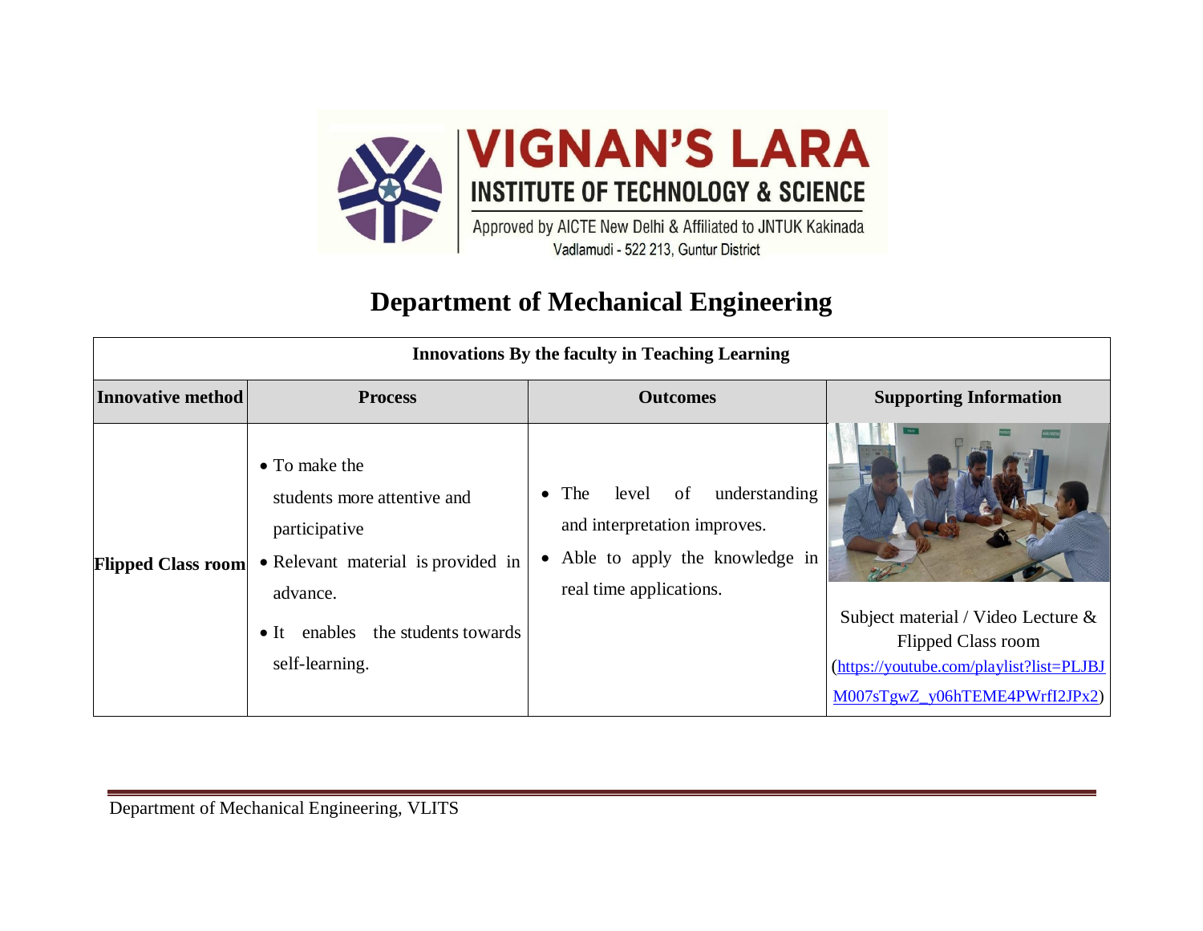# VIGNAN'S LARA INSTITUTE OF TECHNOLOGY & SCIENCE

Approved by AICTE New Delhi & Affiliated to JNTUK Kakinada

Vadlamudi - 522 213, Guntur District

## Department of Mechanical Engineering

| Innovations By the faculty in Teaching Learning | | | |
|---|---|---|---|
| **Innovative method** | **Process** | **Outcomes** | **Supporting Information** |
| **Flipped Class room** | • To make the students more attentive and participative<br>• Relevant material is provided in advance.<br>• It enables the students towards self-learning. | • The level of understanding and interpretation improves.<br>• Able to apply the knowledge in real time applications. | Subject material / Video Lecture & Flipped Class room (https://youtube.com/playlist?list=PLJBJM007sTgwZ_y06hTEME4PWrfI2JPx2) |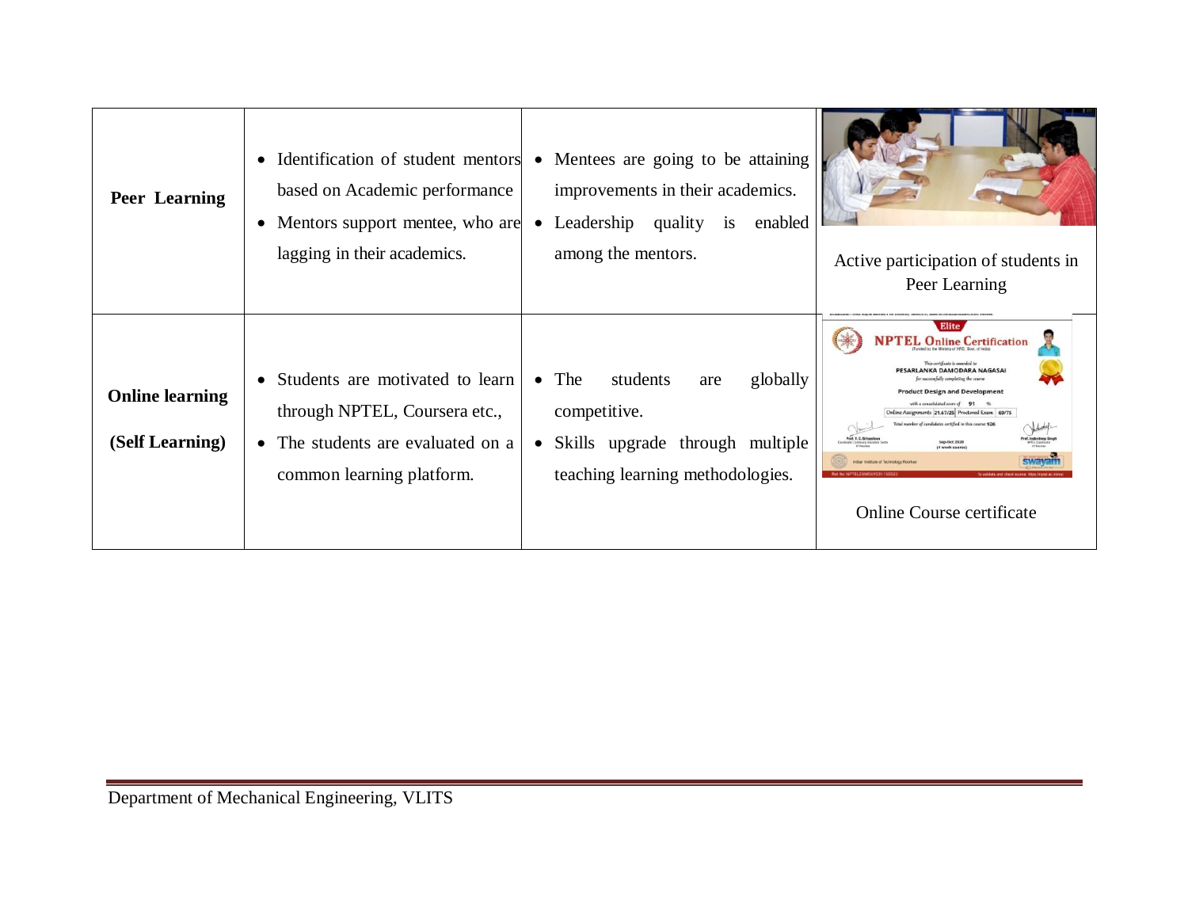| **Peer Learning** | • Identification of student mentors based on Academic performance<br>• Mentors support mentee, who are lagging in their academics. | • Mentees are going to be attaining improvements in their academics.<br>• Leadership quality is enabled among the mentors. | Active participation of students in Peer Learning |
|---|---|---|---|
| **Online learning**<br><br>**(Self Learning)** | • Students are motivated to learn through NPTEL, Coursera etc.,<br>• The students are evaluated on a common learning platform. | • The students are globally competitive.<br>• Skills upgrade through multiple teaching learning methodologies. | Online Course certificate |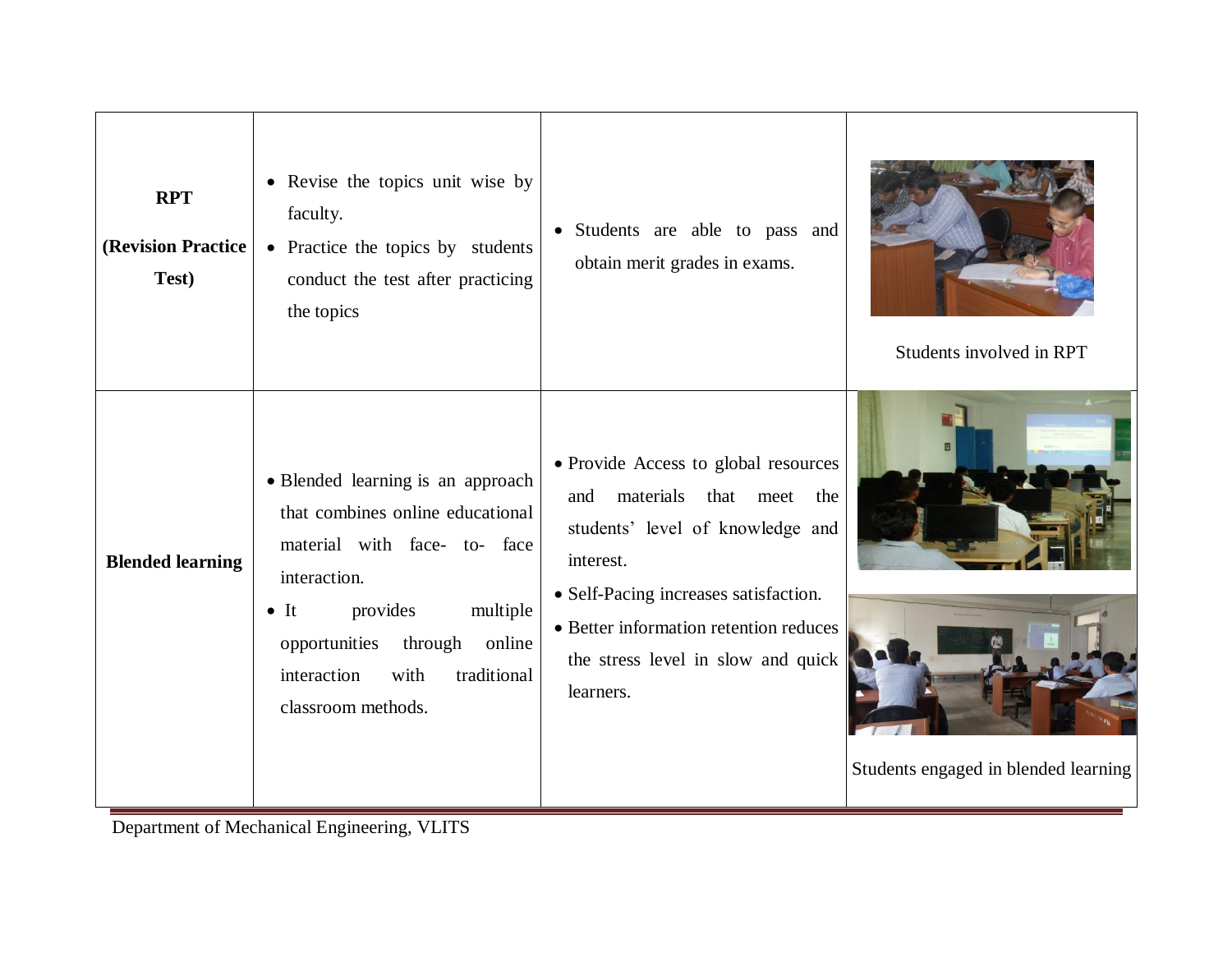| RPT (Revision Practice Test) | • Revise the topics unit wise by faculty.<br>• Practice the topics by students conduct the test after practicing the topics | • Students are able to pass and obtain merit grades in exams. | Students involved in RPT |
|---|---|---|---|
| **Blended learning** | • Blended learning is an approach that combines online educational material with face- to- face interaction.<br>• It provides multiple opportunities through online interaction with traditional classroom methods. | • Provide Access to global resources and materials that meet the students' level of knowledge and interest.<br>• Self-Pacing increases satisfaction.<br>• Better information retention reduces the stress level in slow and quick learners. | Students engaged in blended learning |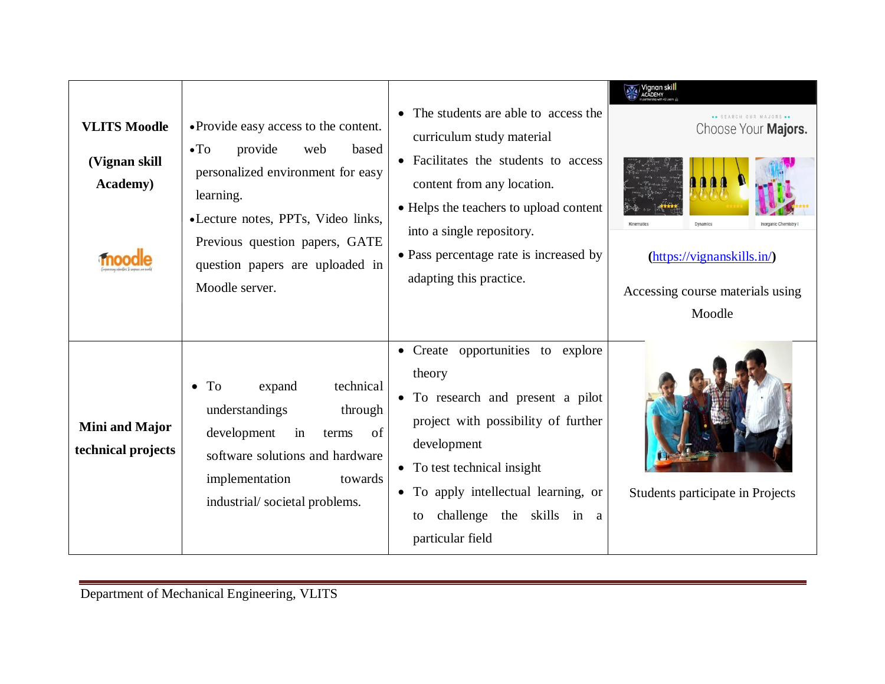| VLITS Moodle (Vignan skill Academy) | • Provide easy access to the content.<br>• To provide web based personalized environment for easy learning.<br>• Lecture notes, PPTs, Video links, Previous question papers, GATE question papers are uploaded in Moodle server. | • The students are able to access the curriculum study material<br>• Facilitates the students to access content from any location.<br>• Helps the teachers to upload content into a single repository.<br>• Pass percentage rate is increased by adapting this practice. | (https://vignanskills.in/)<br><br>Accessing course materials using Moodle |
|---|---|---|---|
| Mini and Major technical projects | • To expand technical understandings through development in terms of software solutions and hardware implementation towards industrial/ societal problems. | • Create opportunities to explore theory<br>• To research and present a pilot project with possibility of further development<br>• To test technical insight<br>• To apply intellectual learning, or to challenge the skills in a particular field | Students participate in Projects |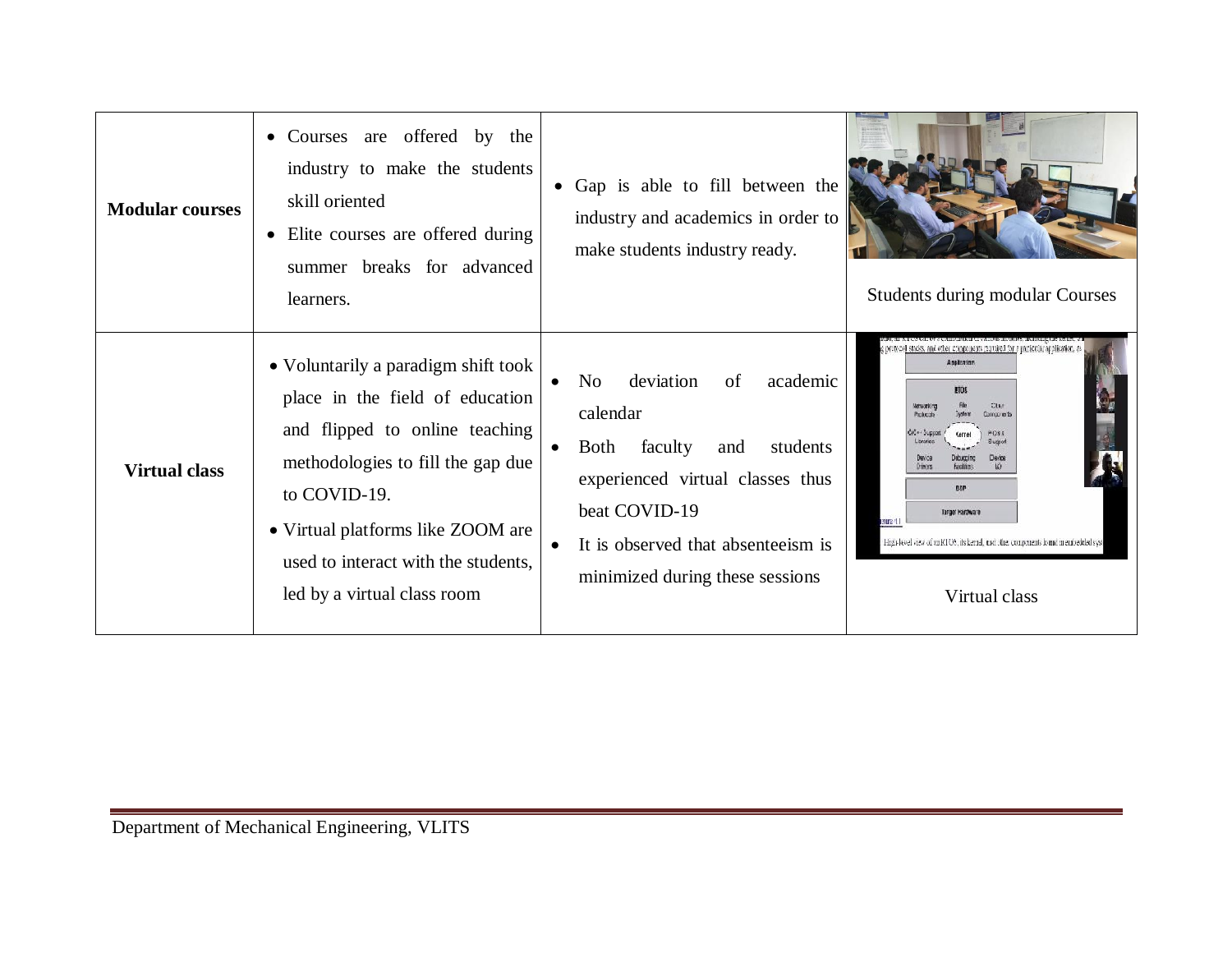| **Modular courses** | • Courses are offered by the industry to make the students skill oriented<br>• Elite courses are offered during summer breaks for advanced learners. | • Gap is able to fill between the industry and academics in order to make students industry ready. | Students during modular Courses |
|---|---|---|---|
| **Virtual class** | • Voluntarily a paradigm shift took place in the field of education and flipped to online teaching methodologies to fill the gap due to COVID-19.<br>• Virtual platforms like ZOOM are used to interact with the students, led by a virtual class room | • No deviation of academic calendar<br>• Both faculty and students experienced virtual classes thus beat COVID-19<br>• It is observed that absenteeism is minimized during these sessions | Virtual class |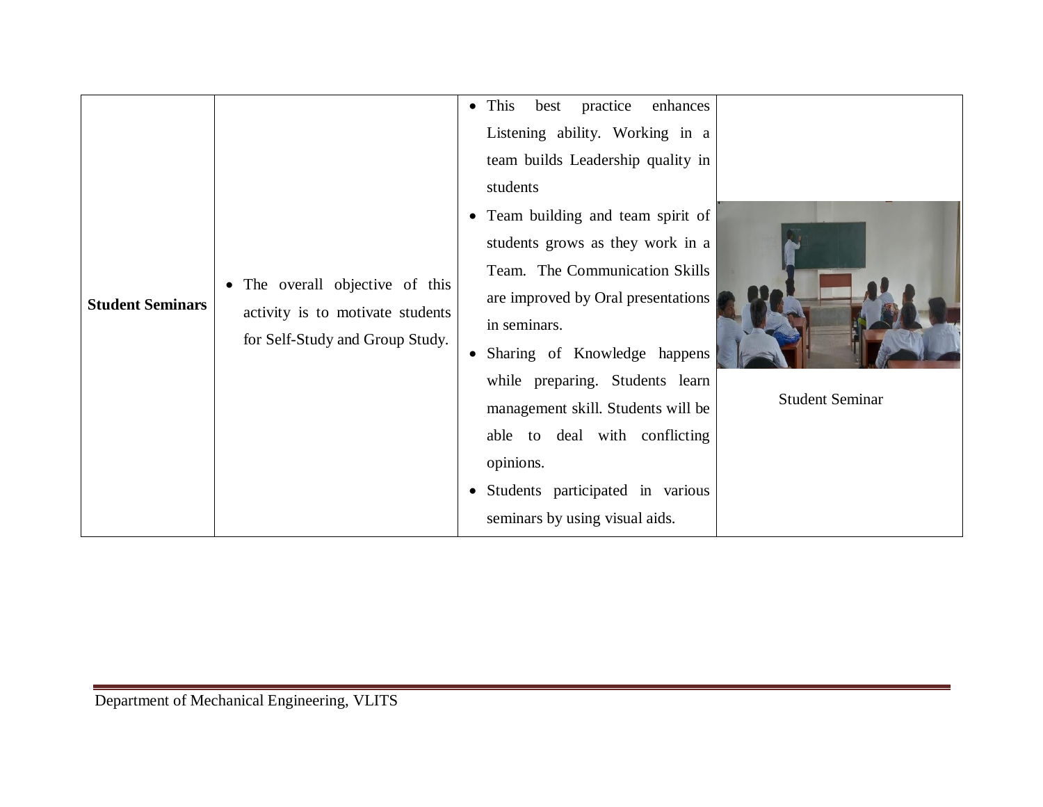| Student Seminars | • The overall objective of this activity is to motivate students for Self-Study and Group Study. | • This best practice enhances Listening ability. Working in a team builds Leadership quality in students<br>• Team building and team spirit of students grows as they work in a Team. The Communication Skills are improved by Oral presentations in seminars.<br>• Sharing of Knowledge happens while preparing. Students learn management skill. Students will be able to deal with conflicting opinions.<br>• Students participated in various seminars by using visual aids. | Student Seminar |
|---|---|---|---|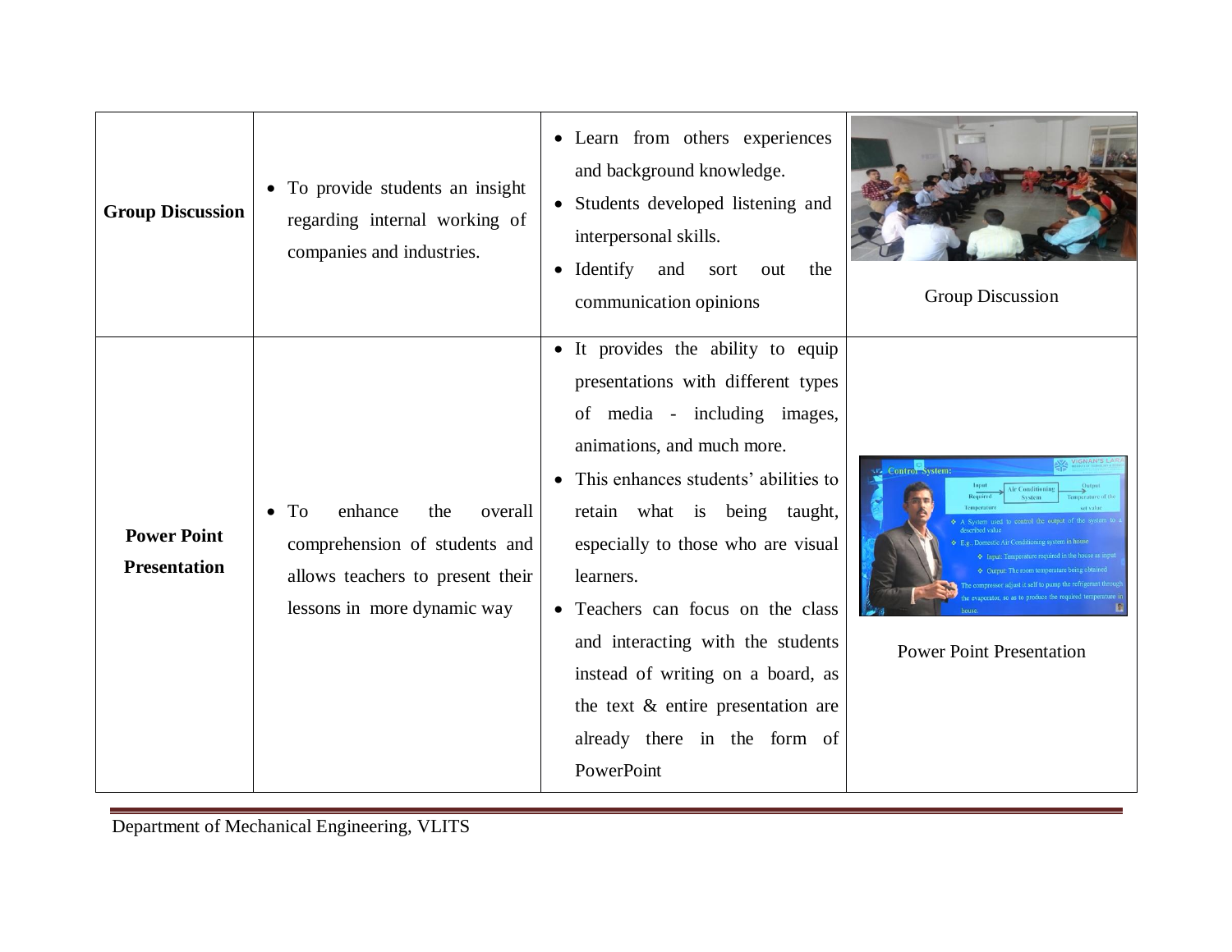| | | | |
|---|---|---|---|
| **Group Discussion** | • To provide students an insight regarding internal working of companies and industries. | • Learn from others experiences and background knowledge.<br>• Students developed listening and interpersonal skills.<br>• Identify and sort out the communication opinions | Group Discussion |
| **Power Point Presentation** | • To enhance the overall comprehension of students and allows teachers to present their lessons in more dynamic way | • It provides the ability to equip presentations with different types of media - including images, animations, and much more.<br>• This enhances students' abilities to retain what is being taught, especially to those who are visual learners.<br>• Teachers can focus on the class and interacting with the students instead of writing on a board, as the text & entire presentation are already there in the form of PowerPoint | Power Point Presentation |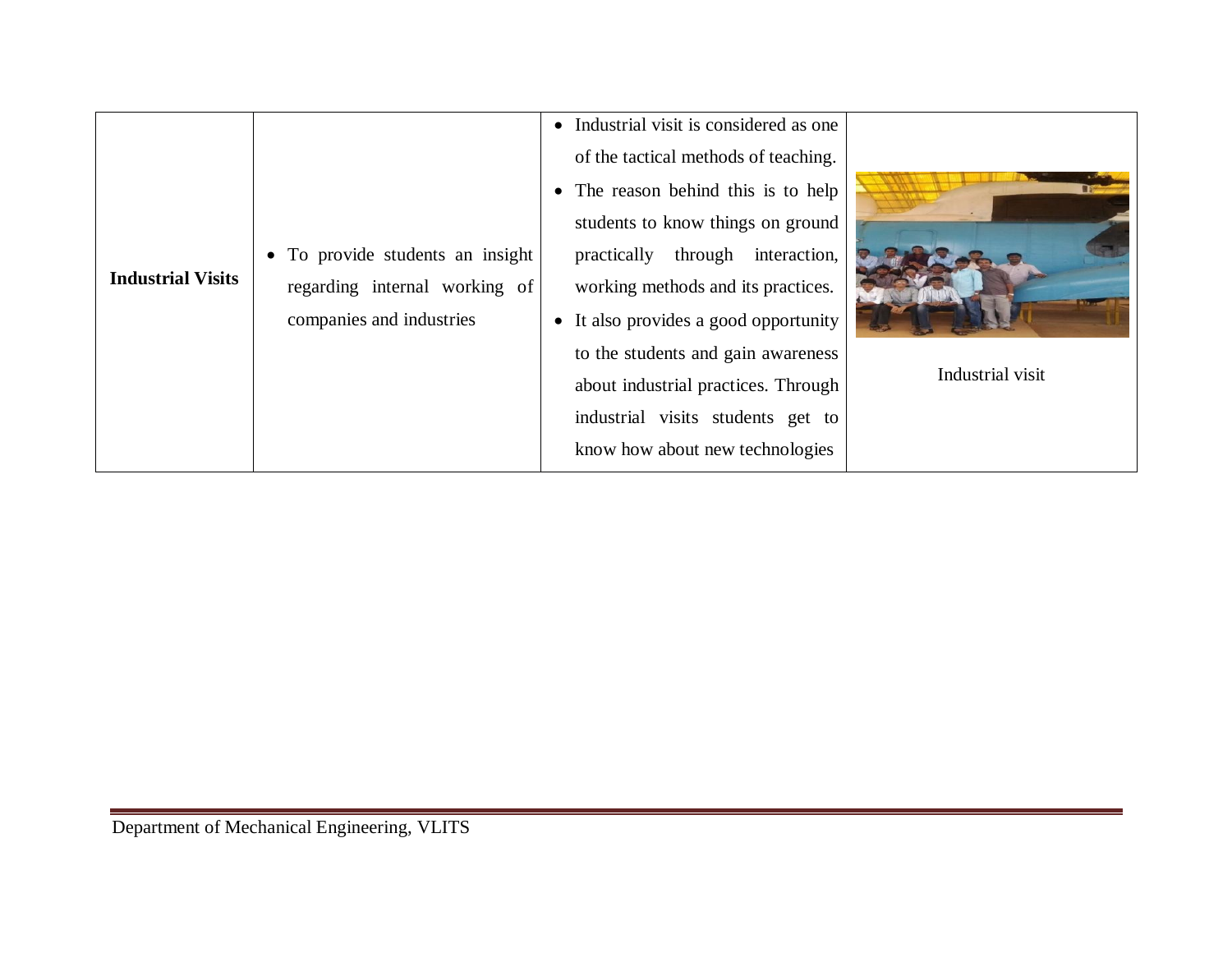| | | | |
|---|---|---|---|
| **Industrial Visits** | • To provide students an insight regarding internal working of companies and industries | • Industrial visit is considered as one of the tactical methods of teaching.<br>• The reason behind this is to help students to know things on ground practically through interaction, working methods and its practices.<br>• It also provides a good opportunity to the students and gain awareness about industrial practices. Through industrial visits students get to know how about new technologies | Industrial visit |